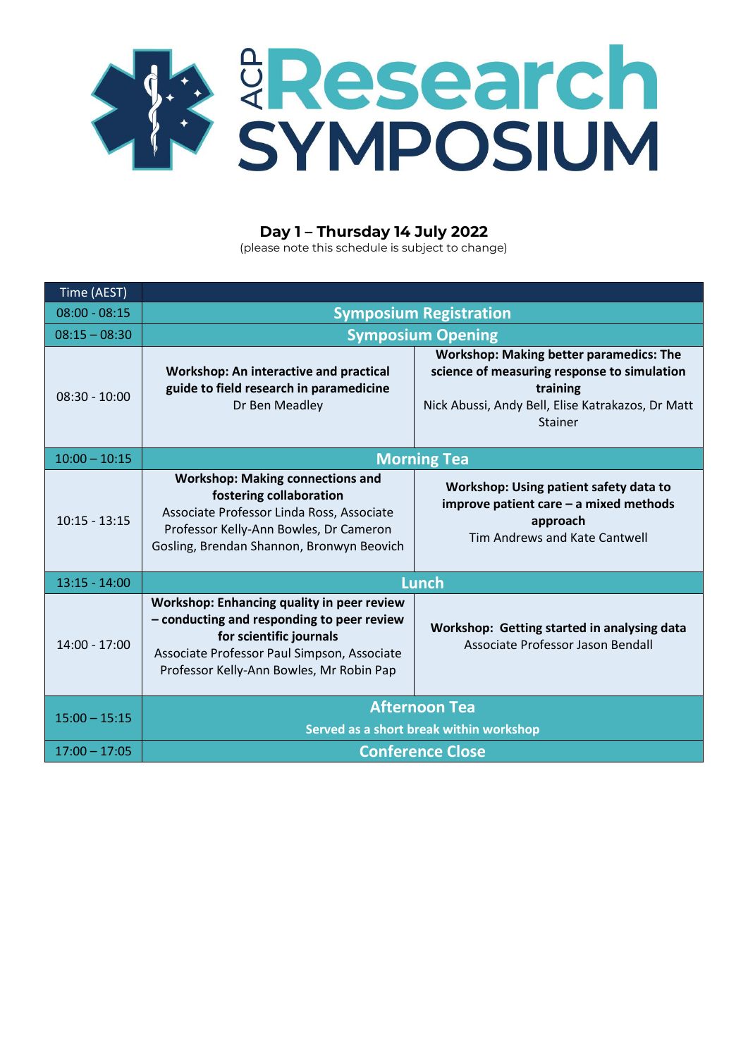# ACP Research SYMPOSIUM

## Day 1 – Thursday 14 July 2022

(please note this schedule is subject to change)

| Time (AEST) | | |
|---|---|---|
| 08:00 - 08:15 | **Symposium Registration** | |
| 08:15 – 08:30 | **Symposium Opening** | |
| 08:30 - 10:00 | **Workshop: An interactive and practical guide to field research in paramedicine**<br>Dr Ben Meadley | **Workshop: Making better paramedics: The science of measuring response to simulation training**<br>Nick Abussi, Andy Bell, Elise Katrakazos, Dr Matt Stainer |
| 10:00 – 10:15 | **Morning Tea** | |
| 10:15 - 13:15 | **Workshop: Making connections and fostering collaboration**<br>Associate Professor Linda Ross, Associate Professor Kelly-Ann Bowles, Dr Cameron Gosling, Brendan Shannon, Bronwyn Beovich | **Workshop: Using patient safety data to improve patient care – a mixed methods approach**<br>Tim Andrews and Kate Cantwell |
| 13:15 - 14:00 | **Lunch** | |
| 14:00 - 17:00 | **Workshop: Enhancing quality in peer review – conducting and responding to peer review for scientific journals**<br>Associate Professor Paul Simpson, Associate Professor Kelly-Ann Bowles, Mr Robin Pap | **Workshop: Getting started in analysing data**<br>Associate Professor Jason Bendall |
| 15:00 – 15:15 | **Afternoon Tea**<br>**Served as a short break within workshop** | |
| 17:00 – 17:05 | **Conference Close** | |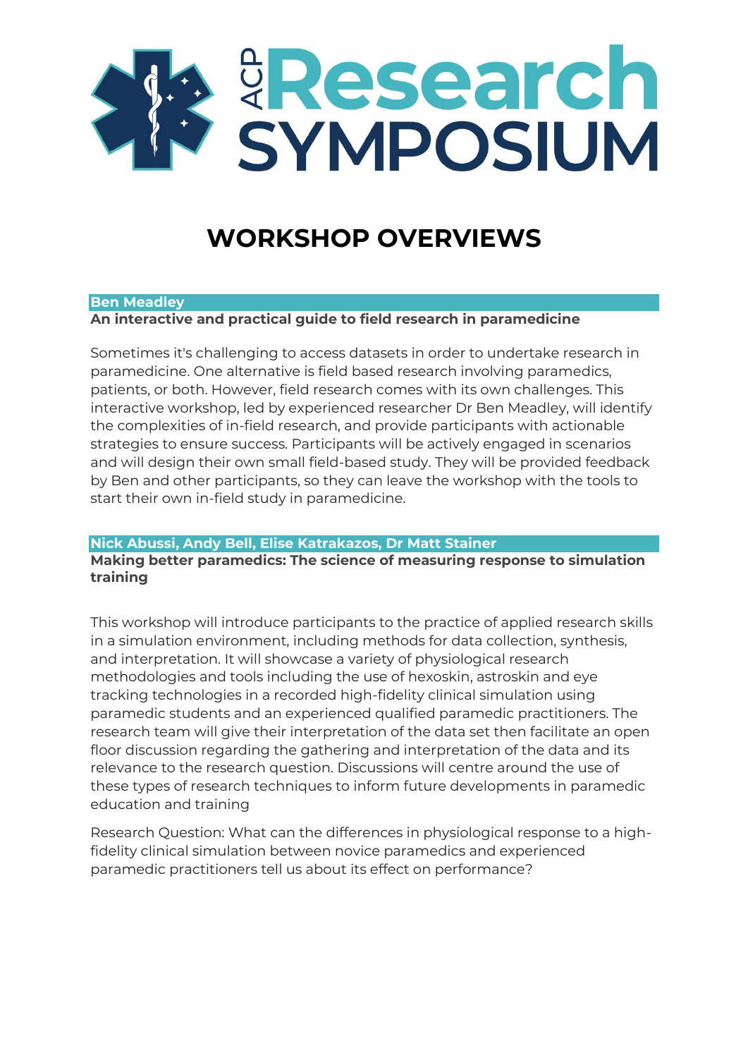# ACP Research SYMPOSIUM

# WORKSHOP OVERVIEWS

**Ben Meadley**

**An interactive and practical guide to field research in paramedicine**

Sometimes it's challenging to access datasets in order to undertake research in paramedicine. One alternative is field based research involving paramedics, patients, or both. However, field research comes with its own challenges. This interactive workshop, led by experienced researcher Dr Ben Meadley, will identify the complexities of in-field research, and provide participants with actionable strategies to ensure success. Participants will be actively engaged in scenarios and will design their own small field-based study. They will be provided feedback by Ben and other participants, so they can leave the workshop with the tools to start their own in-field study in paramedicine.

**Nick Abussi, Andy Bell, Elise Katrakazos, Dr Matt Stainer**

**Making better paramedics: The science of measuring response to simulation training**

This workshop will introduce participants to the practice of applied research skills in a simulation environment, including methods for data collection, synthesis, and interpretation. It will showcase a variety of physiological research methodologies and tools including the use of hexoskin, astroskin and eye tracking technologies in a recorded high-fidelity clinical simulation using paramedic students and an experienced qualified paramedic practitioners. The research team will give their interpretation of the data set then facilitate an open floor discussion regarding the gathering and interpretation of the data and its relevance to the research question. Discussions will centre around the use of these types of research techniques to inform future developments in paramedic education and training

Research Question: What can the differences in physiological response to a high-fidelity clinical simulation between novice paramedics and experienced paramedic practitioners tell us about its effect on performance?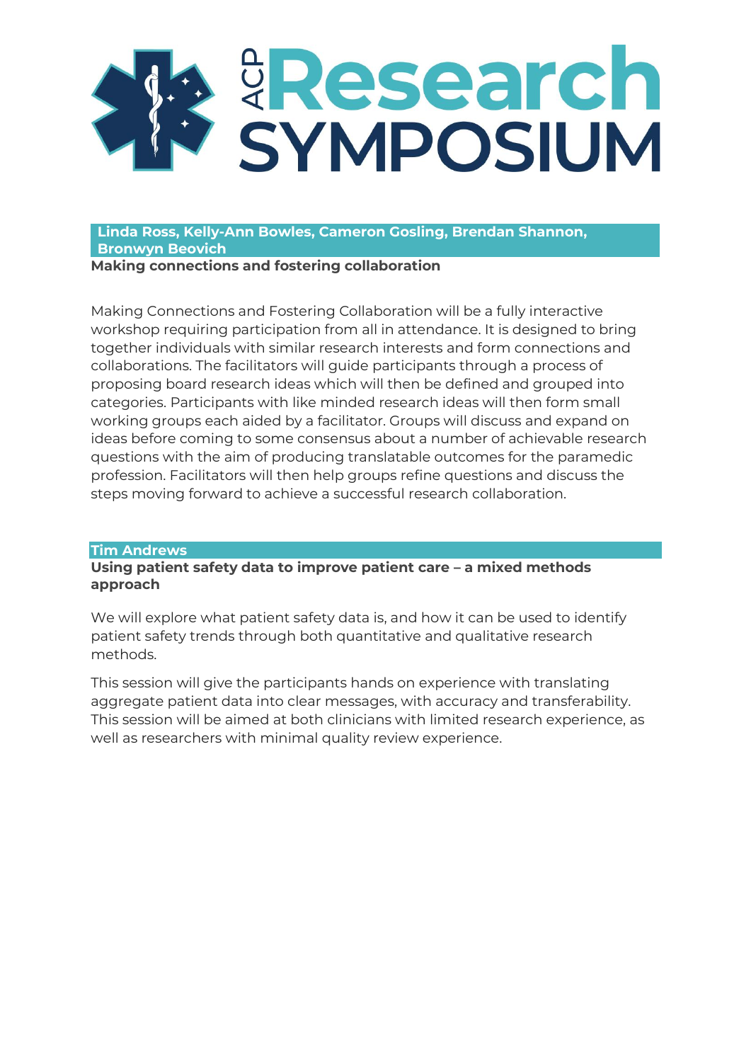**Linda Ross, Kelly-Ann Bowles, Cameron Gosling, Brendan Shannon, Bronwyn Beovich**

**Making connections and fostering collaboration**

Making Connections and Fostering Collaboration will be a fully interactive workshop requiring participation from all in attendance. It is designed to bring together individuals with similar research interests and form connections and collaborations. The facilitators will guide participants through a process of proposing board research ideas which will then be defined and grouped into categories. Participants with like minded research ideas will then form small working groups each aided by a facilitator. Groups will discuss and expand on ideas before coming to some consensus about a number of achievable research questions with the aim of producing translatable outcomes for the paramedic profession. Facilitators will then help groups refine questions and discuss the steps moving forward to achieve a successful research collaboration.

**Tim Andrews**

**Using patient safety data to improve patient care – a mixed methods approach**

We will explore what patient safety data is, and how it can be used to identify patient safety trends through both quantitative and qualitative research methods.

This session will give the participants hands on experience with translating aggregate patient data into clear messages, with accuracy and transferability. This session will be aimed at both clinicians with limited research experience, as well as researchers with minimal quality review experience.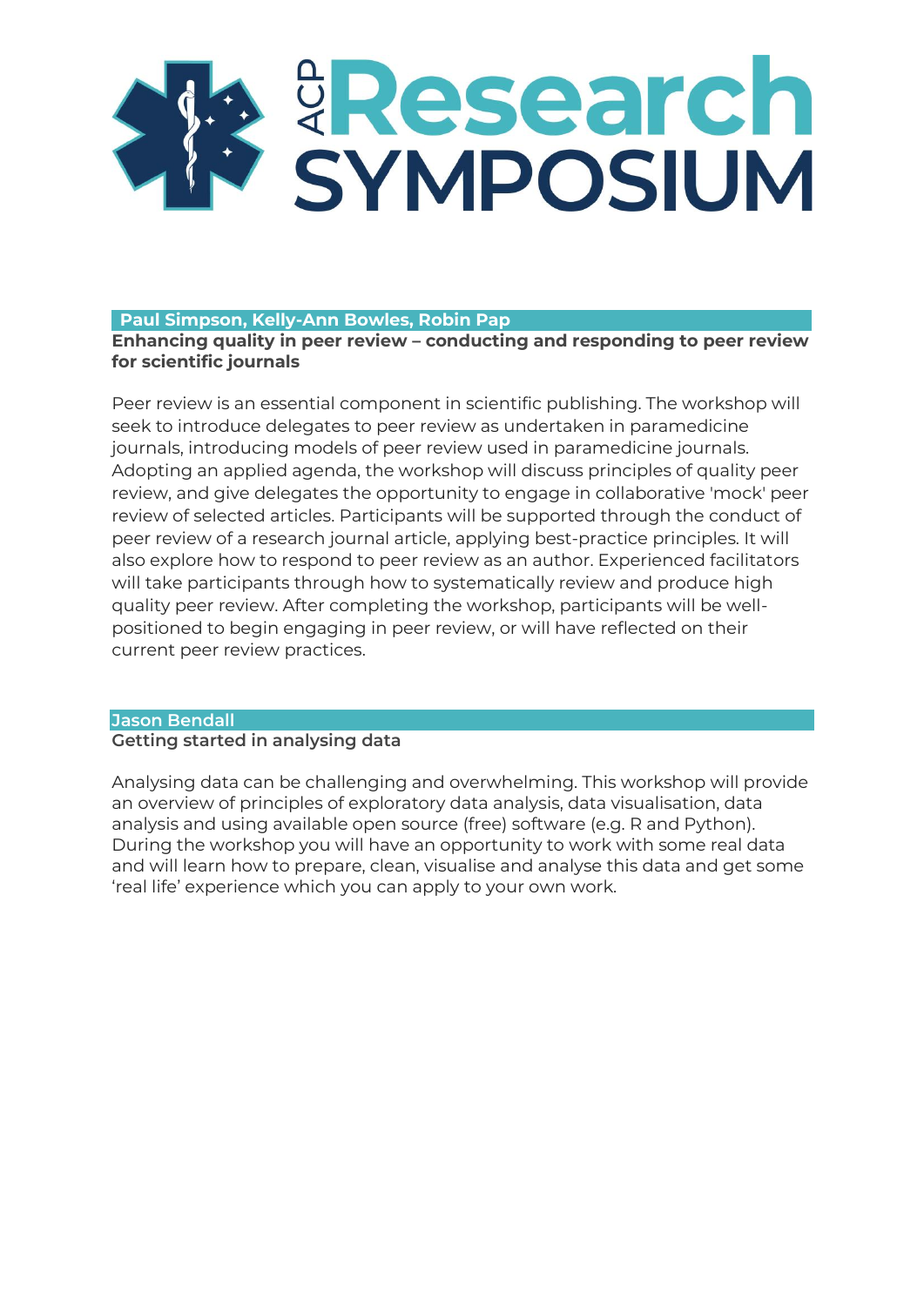# ACP Research SYMPOSIUM

**Paul Simpson, Kelly-Ann Bowles, Robin Pap**

**Enhancing quality in peer review – conducting and responding to peer review for scientific journals**

Peer review is an essential component in scientific publishing. The workshop will seek to introduce delegates to peer review as undertaken in paramedicine journals, introducing models of peer review used in paramedicine journals. Adopting an applied agenda, the workshop will discuss principles of quality peer review, and give delegates the opportunity to engage in collaborative 'mock' peer review of selected articles. Participants will be supported through the conduct of peer review of a research journal article, applying best-practice principles. It will also explore how to respond to peer review as an author. Experienced facilitators will take participants through how to systematically review and produce high quality peer review. After completing the workshop, participants will be well-positioned to begin engaging in peer review, or will have reflected on their current peer review practices.

**Jason Bendall**

**Getting started in analysing data**

Analysing data can be challenging and overwhelming. This workshop will provide an overview of principles of exploratory data analysis, data visualisation, data analysis and using available open source (free) software (e.g. R and Python). During the workshop you will have an opportunity to work with some real data and will learn how to prepare, clean, visualise and analyse this data and get some 'real life' experience which you can apply to your own work.